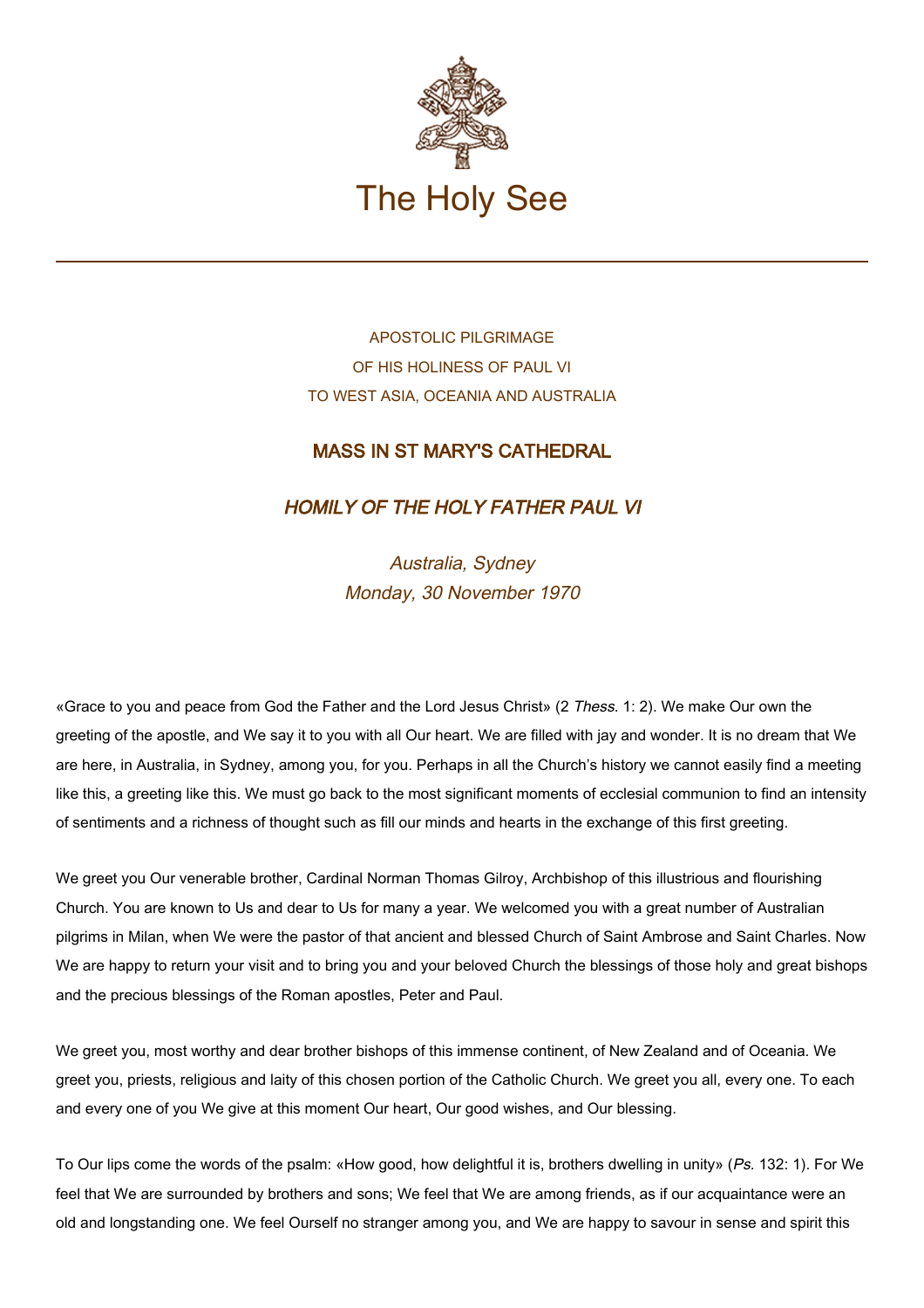# The Holy See

APOSTOLIC PILGRIMAGE
OF HIS HOLINESS OF PAUL VI
TO WEST ASIA, OCEANIA AND AUSTRALIA

## MASS IN ST MARY'S CATHEDRAL

### *HOMILY OF THE HOLY FATHER PAUL VI*

*Australia, Sydney*
*Monday, 30 November 1970*

«Grace to you and peace from God the Father and the Lord Jesus Christ» (2 *Thess.* 1: 2). We make Our own the greeting of the apostle, and We say it to you with all Our heart. We are filled with jay and wonder. It is no dream that We are here, in Australia, in Sydney, among you, for you. Perhaps in all the Church's history we cannot easily find a meeting like this, a greeting like this. We must go back to the most significant moments of ecclesial communion to find an intensity of sentiments and a richness of thought such as fill our minds and hearts in the exchange of this first greeting.

We greet you Our venerable brother, Cardinal Norman Thomas Gilroy, Archbishop of this illustrious and flourishing Church. You are known to Us and dear to Us for many a year. We welcomed you with a great number of Australian pilgrims in Milan, when We were the pastor of that ancient and blessed Church of Saint Ambrose and Saint Charles. Now We are happy to return your visit and to bring you and your beloved Church the blessings of those holy and great bishops and the precious blessings of the Roman apostles, Peter and Paul.

We greet you, most worthy and dear brother bishops of this immense continent, of New Zealand and of Oceania. We greet you, priests, religious and laity of this chosen portion of the Catholic Church. We greet you all, every one. To each and every one of you We give at this moment Our heart, Our good wishes, and Our blessing.

To Our lips come the words of the psalm: «How good, how delightful it is, brothers dwelling in unity» (*Ps.* 132: 1). For We feel that We are surrounded by brothers and sons; We feel that We are among friends, as if our acquaintance were an old and longstanding one. We feel Ourself no stranger among you, and We are happy to savour in sense and spirit this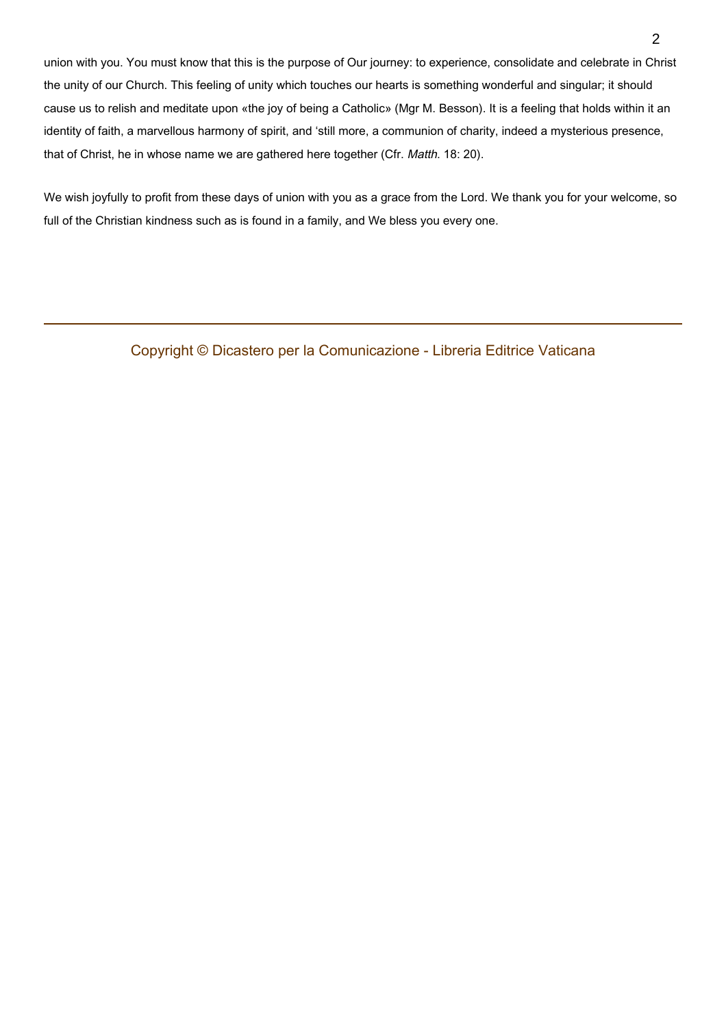union with you. You must know that this is the purpose of Our journey: to experience, consolidate and celebrate in Christ the unity of our Church. This feeling of unity which touches our hearts is something wonderful and singular; it should cause us to relish and meditate upon «the joy of being a Catholic» (Mgr M. Besson). It is a feeling that holds within it an identity of faith, a marvellous harmony of spirit, and 'still more, a communion of charity, indeed a mysterious presence, that of Christ, he in whose name we are gathered here together (Cfr. *Matth*. 18: 20).

We wish joyfully to profit from these days of union with you as a grace from the Lord. We thank you for your welcome, so full of the Christian kindness such as is found in a family, and We bless you every one.

---

Copyright © Dicastero per la Comunicazione - Libreria Editrice Vaticana